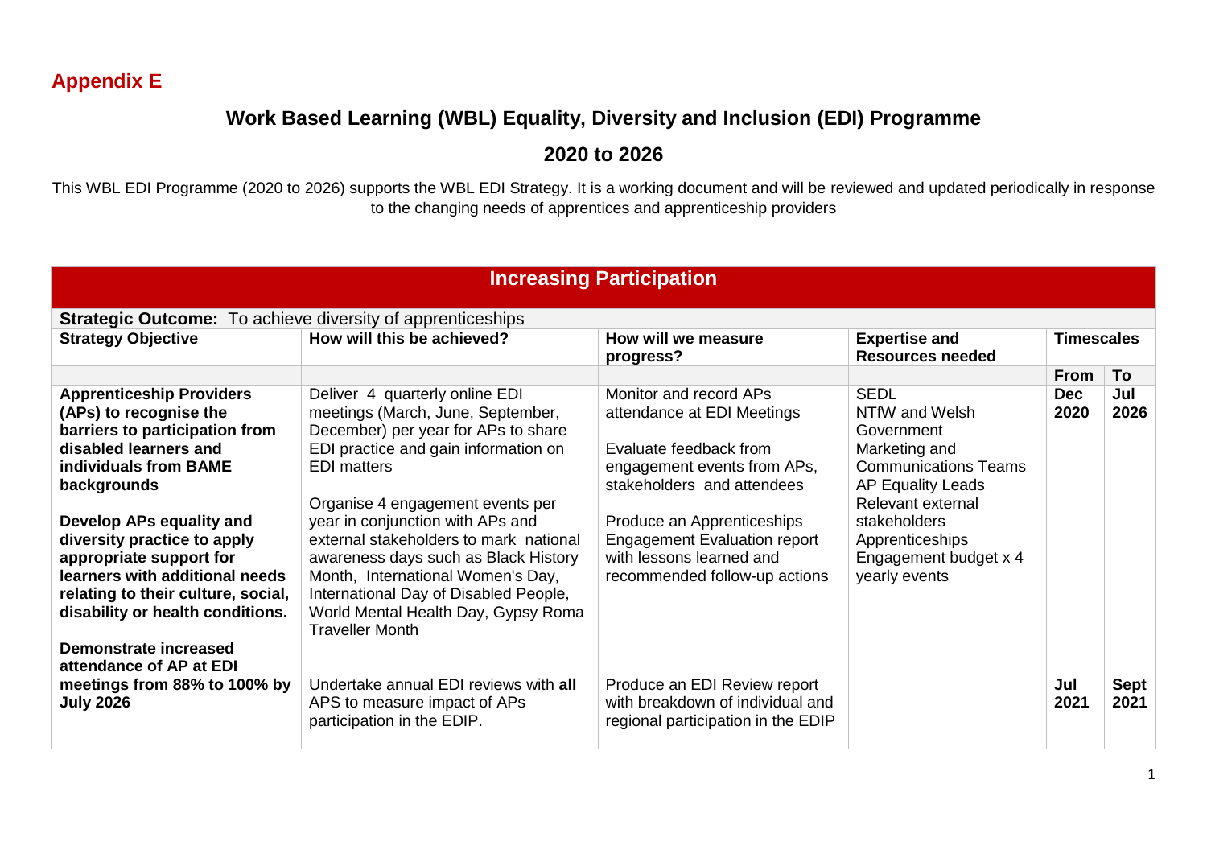**Appendix E**

# Work Based Learning (WBL) Equality, Diversity and Inclusion (EDI) Programme

## 2020 to 2026

This WBL EDI Programme (2020 to 2026) supports the WBL EDI Strategy. It is a working document and will be reviewed and updated periodically in response to the changing needs of apprentices and apprenticeship providers

| Increasing Participation | | | | | |
|---|---|---|---|---|---|
| **Strategic Outcome:** To achieve diversity of apprenticeships | | | | | |
| **Strategy Objective** | **How will this be achieved?** | **How will we measure progress?** | **Expertise and Resources needed** | **Timescales** | |
| | | | | **From** | **To** |
| **Apprenticeship Providers (APs) to recognise the barriers to participation from disabled learners and individuals from BAME backgrounds**<br><br>**Develop APs equality and diversity practice to apply appropriate support for learners with additional needs relating to their culture, social, disability or health conditions.** | Deliver 4 quarterly online EDI meetings (March, June, September, December) per year for APs to share EDI practice and gain information on EDI matters<br><br>Organise 4 engagement events per year in conjunction with APs and external stakeholders to mark national awareness days such as Black History Month, International Women's Day, International Day of Disabled People, World Mental Health Day, Gypsy Roma Traveller Month | Monitor and record APs attendance at EDI Meetings<br><br>Evaluate feedback from engagement events from APs, stakeholders and attendees<br><br>Produce an Apprenticeships Engagement Evaluation report with lessons learned and recommended follow-up actions | SEDL<br>NTfW and Welsh Government<br>Marketing and Communications Teams<br>AP Equality Leads<br>Relevant external stakeholders<br>Apprenticeships Engagement budget x 4 yearly events | **Dec 2020** | **Jul 2026** |
| **Demonstrate increased attendance of AP at EDI meetings from 88% to 100% by July 2026** | Undertake annual EDI reviews with **all** APS to measure impact of APs participation in the EDIP. | Produce an EDI Review report with breakdown of individual and regional participation in the EDIP | | **Jul 2021** | **Sept 2021** |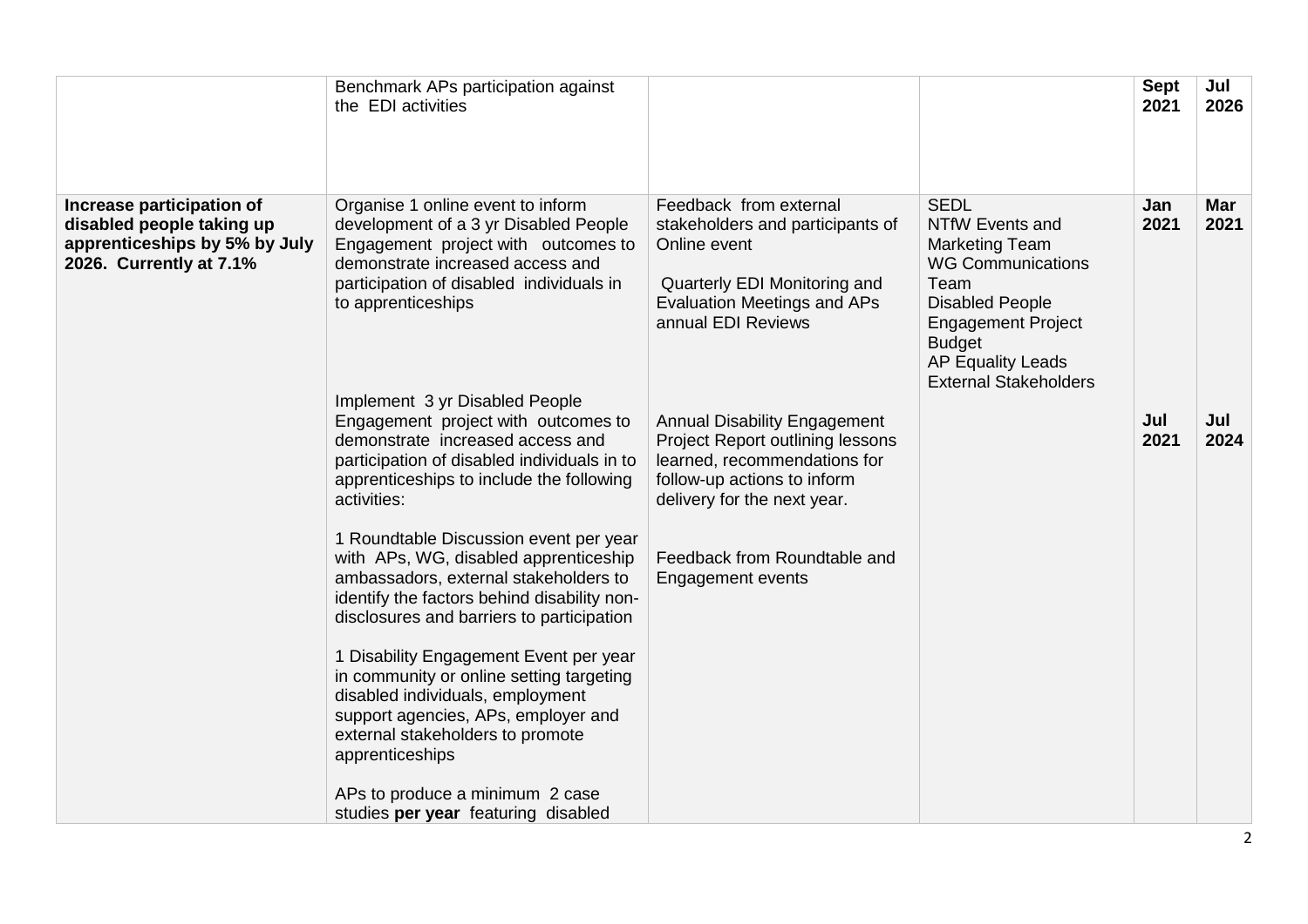| | | | | | |
|---|---|---|---|---|---|
| | Benchmark APs participation against the EDI activities | | | **Sept 2021** | **Jul 2026** |
| **Increase participation of disabled people taking up apprenticeships by 5% by July 2026. Currently at 7.1%** | Organise 1 online event to inform development of a 3 yr Disabled People Engagement project with outcomes to demonstrate increased access and participation of disabled individuals in to apprenticeships | Feedback from external stakeholders and participants of Online event<br><br>Quarterly EDI Monitoring and Evaluation Meetings and APs annual EDI Reviews | SEDL<br>NTfW Events and Marketing Team<br>WG Communications Team<br>Disabled People Engagement Project Budget<br>AP Equality Leads<br>External Stakeholders | **Jan 2021** | **Mar 2021** |
| | Implement 3 yr Disabled People Engagement project with outcomes to demonstrate increased access and participation of disabled individuals in to apprenticeships to include the following activities:<br><br>1 Roundtable Discussion event per year with APs, WG, disabled apprenticeship ambassadors, external stakeholders to identify the factors behind disability non-disclosures and barriers to participation<br><br>1 Disability Engagement Event per year in community or online setting targeting disabled individuals, employment support agencies, APs, employer and external stakeholders to promote apprenticeships<br><br>APs to produce a minimum 2 case studies **per year** featuring disabled | Annual Disability Engagement Project Report outlining lessons learned, recommendations for follow-up actions to inform delivery for the next year.<br><br>Feedback from Roundtable and Engagement events | | **Jul 2021** | **Jul 2024** |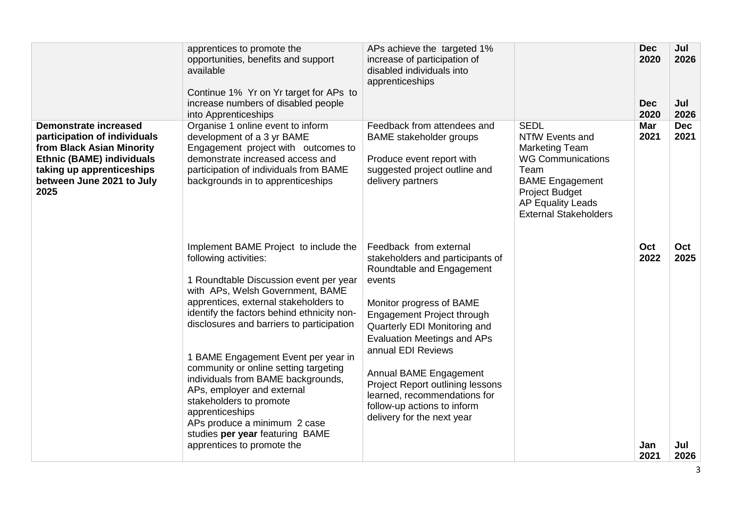| | | | | | |
|---|---|---|---|---|---|
| | apprentices to promote the opportunities, benefits and support available<br><br>Continue 1% Yr on Yr target for APs to increase numbers of disabled people into Apprenticeships | APs achieve the targeted 1% increase of participation of disabled individuals into apprenticeships | | **Dec 2020**<br><br>**Dec 2020** | **Jul 2026**<br><br>**Jul 2026** |
| **Demonstrate increased participation of individuals from Black Asian Minority Ethnic (BAME) individuals taking up apprenticeships between June 2021 to July 2025** | Organise 1 online event to inform development of a 3 yr BAME Engagement project with outcomes to demonstrate increased access and participation of individuals from BAME backgrounds in to apprenticeships | Feedback from attendees and BAME stakeholder groups<br><br>Produce event report with suggested project outline and delivery partners | SEDL<br>NTfW Events and Marketing Team<br>WG Communications Team<br>BAME Engagement Project Budget<br>AP Equality Leads<br>External Stakeholders | **Mar 2021** | **Dec 2021** |
| | Implement BAME Project to include the following activities:<br><br>1 Roundtable Discussion event per year with APs, Welsh Government, BAME apprentices, external stakeholders to identify the factors behind ethnicity non-disclosures and barriers to participation<br><br>1 BAME Engagement Event per year in community or online setting targeting individuals from BAME backgrounds, APs, employer and external stakeholders to promote apprenticeships<br>APs produce a minimum 2 case studies **per year** featuring BAME apprentices to promote the | Feedback from external stakeholders and participants of Roundtable and Engagement events<br><br>Monitor progress of BAME Engagement Project through Quarterly EDI Monitoring and Evaluation Meetings and APs annual EDI Reviews<br><br>Annual BAME Engagement Project Report outlining lessons learned, recommendations for follow-up actions to inform delivery for the next year | | **Oct 2022**<br><br>**Jan 2021** | **Oct 2025**<br><br>**Jul 2026** |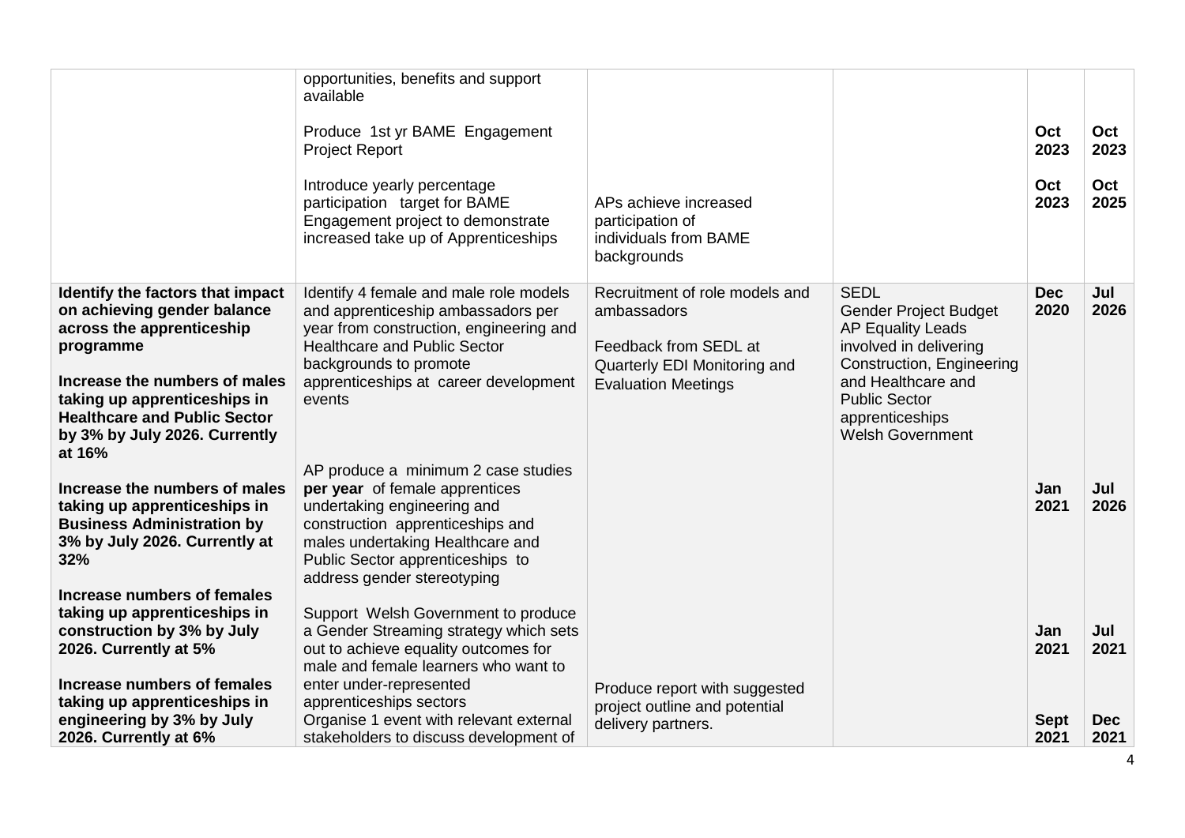| | | | | | |
|---|---|---|---|---|---|
| | opportunities, benefits and support available<br><br>Produce 1st yr BAME Engagement Project Report<br><br>Introduce yearly percentage participation target for BAME Engagement project to demonstrate increased take up of Apprenticeships | APs achieve increased participation of individuals from BAME backgrounds | | **Oct 2023**<br><br>**Oct 2023** | **Oct 2023**<br><br>**Oct 2025** |
| **Identify the factors that impact on achieving gender balance across the apprenticeship programme**<br><br>**Increase the numbers of males taking up apprenticeships in Healthcare and Public Sector by 3% by July 2026. Currently at 16%**<br><br>**Increase the numbers of males taking up apprenticeships in Business Administration by 3% by July 2026. Currently at 32%**<br><br>**Increase numbers of females taking up apprenticeships in construction by 3% by July 2026. Currently at 5%**<br><br>**Increase numbers of females taking up apprenticeships in engineering by 3% by July 2026. Currently at 6%** | Identify 4 female and male role models and apprenticeship ambassadors per year from construction, engineering and Healthcare and Public Sector backgrounds to promote apprenticeships at career development events<br><br>AP produce a minimum 2 case studies **per year** of female apprentices undertaking engineering and construction apprenticeships and males undertaking Healthcare and Public Sector apprenticeships to address gender stereotyping<br><br>Support Welsh Government to produce a Gender Streaming strategy which sets out to achieve equality outcomes for male and female learners who want to enter under-represented apprenticeships sectors<br>Organise 1 event with relevant external stakeholders to discuss development of | Recruitment of role models and ambassadors<br><br>Feedback from SEDL at Quarterly EDI Monitoring and Evaluation Meetings<br><br>Produce report with suggested project outline and potential delivery partners. | SEDL<br>Gender Project Budget<br>AP Equality Leads involved in delivering Construction, Engineering and Healthcare and Public Sector apprenticeships<br>Welsh Government | **Dec 2020**<br><br>**Jan 2021**<br><br>**Jan 2021**<br><br>**Sept 2021** | **Jul 2026**<br><br>**Jul 2026**<br><br>**Jul 2021**<br><br>**Dec 2021** |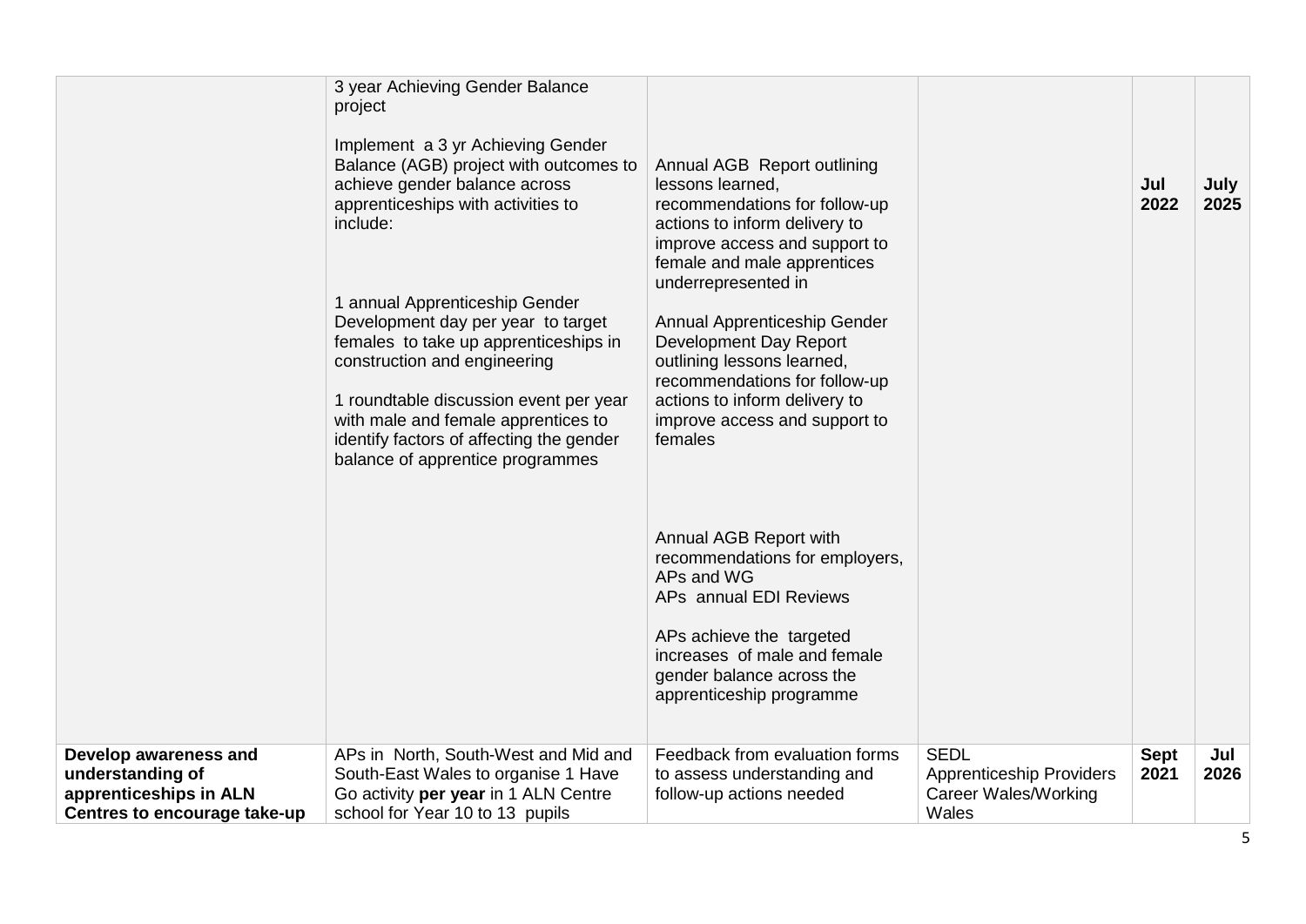| | | | | | |
|---|---|---|---|---|---|
| | 3 year Achieving Gender Balance project<br><br>Implement a 3 yr Achieving Gender Balance (AGB) project with outcomes to achieve gender balance across apprenticeships with activities to include:<br><br>1 annual Apprenticeship Gender Development day per year to target females to take up apprenticeships in construction and engineering<br><br>1 roundtable discussion event per year with male and female apprentices to identify factors of affecting the gender balance of apprentice programmes | Annual AGB Report outlining lessons learned, recommendations for follow-up actions to inform delivery to improve access and support to female and male apprentices underrepresented in<br><br>Annual Apprenticeship Gender Development Day Report outlining lessons learned, recommendations for follow-up actions to inform delivery to improve access and support to females<br><br>Annual AGB Report with recommendations for employers, APs and WG<br>APs annual EDI Reviews<br><br>APs achieve the targeted increases of male and female gender balance across the apprenticeship programme | | **Jul 2022** | **July 2025** |
| **Develop awareness and understanding of apprenticeships in ALN Centres to encourage take-up** | APs in North, South-West and Mid and South-East Wales to organise 1 Have Go activity **per year** in 1 ALN Centre school for Year 10 to 13 pupils | Feedback from evaluation forms to assess understanding and follow-up actions needed | SEDL<br>Apprenticeship Providers<br>Career Wales/Working Wales | **Sept 2021** | **Jul 2026** |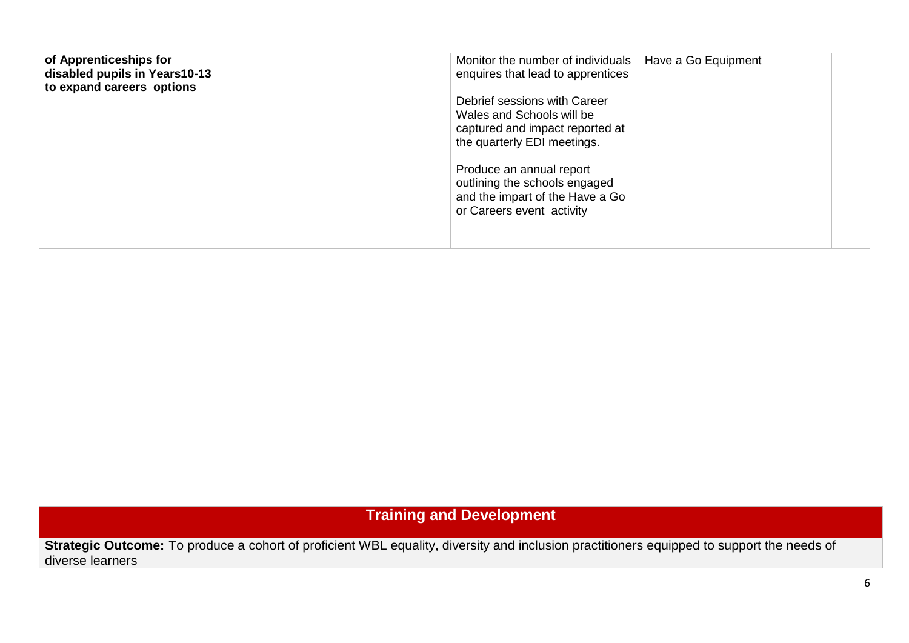| | | | | | |
|---|---|---|---|---|---|
| **of Apprenticeships for disabled pupils in Years10-13 to expand careers options** | | Monitor the number of individuals enquires that lead to apprentices<br><br>Debrief sessions with Career Wales and Schools will be captured and impact reported at the quarterly EDI meetings.<br><br>Produce an annual report outlining the schools engaged and the impart of the Have a Go or Careers event activity | Have a Go Equipment | | |

## Training and Development

**Strategic Outcome:** To produce a cohort of proficient WBL equality, diversity and inclusion practitioners equipped to support the needs of diverse learners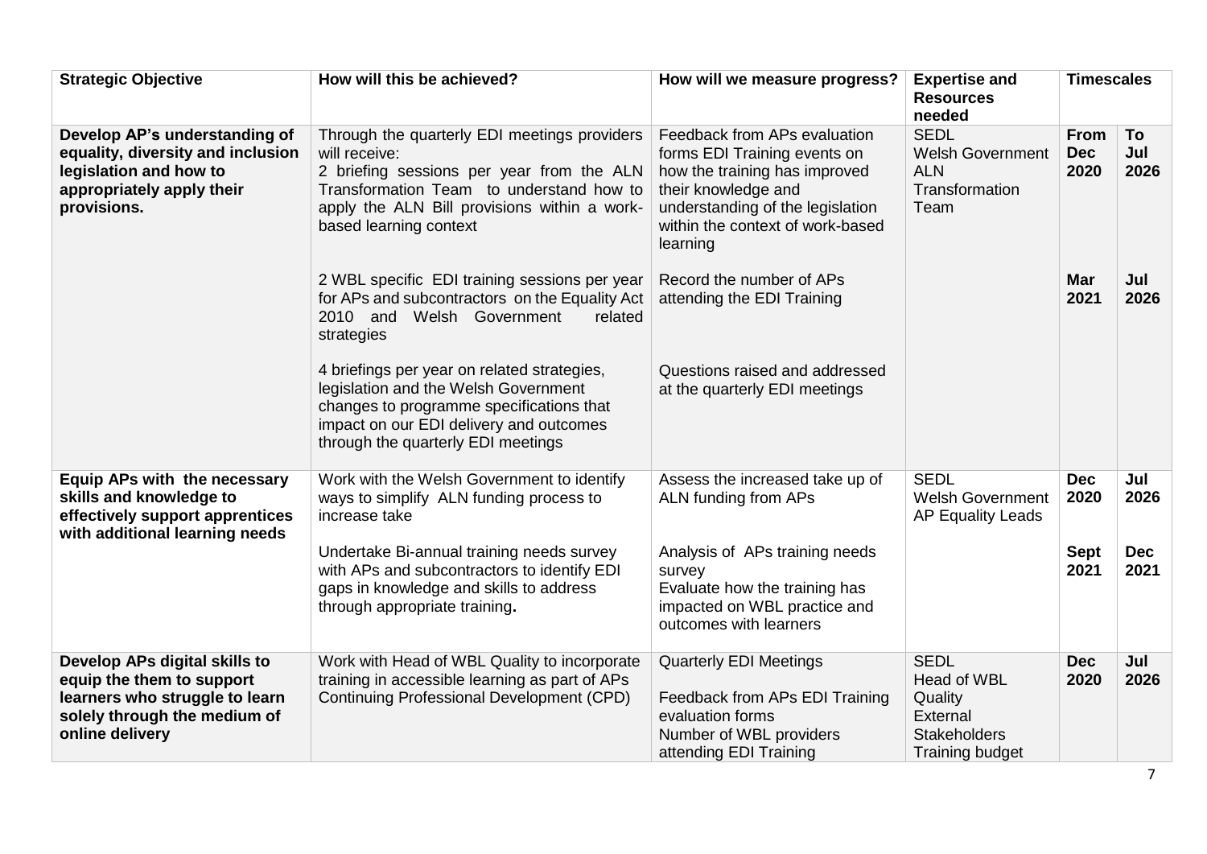| Strategic Objective | How will this be achieved? | How will we measure progress? | Expertise and Resources needed | Timescales | |
|---|---|---|---|---|---|
| | | | | **From** | **To** |
| **Develop AP's understanding of equality, diversity and inclusion legislation and how to appropriately apply their provisions.** | Through the quarterly EDI meetings providers will receive:<br>2 briefing sessions per year from the ALN Transformation Team to understand how to apply the ALN Bill provisions within a work-based learning context | Feedback from APs evaluation forms EDI Training events on how the training has improved their knowledge and understanding of the legislation within the context of work-based learning | SEDL<br>Welsh Government<br>ALN Transformation Team | **Dec 2020** | **Jul 2026** |
| | 2 WBL specific EDI training sessions per year for APs and subcontractors on the Equality Act 2010 and Welsh Government related strategies | Record the number of APs attending the EDI Training | | **Mar 2021** | **Jul 2026** |
| | 4 briefings per year on related strategies, legislation and the Welsh Government changes to programme specifications that impact on our EDI delivery and outcomes through the quarterly EDI meetings | Questions raised and addressed at the quarterly EDI meetings | | | |
| **Equip APs with the necessary skills and knowledge to effectively support apprentices with additional learning needs** | Work with the Welsh Government to identify ways to simplify ALN funding process to increase take | Assess the increased take up of ALN funding from APs | SEDL<br>Welsh Government<br>AP Equality Leads | **Dec 2020** | **Jul 2026** |
| | Undertake Bi-annual training needs survey with APs and subcontractors to identify EDI gaps in knowledge and skills to address through appropriate training**.** | Analysis of APs training needs survey<br>Evaluate how the training has impacted on WBL practice and outcomes with learners | | **Sept 2021** | **Dec 2021** |
| **Develop APs digital skills to equip the them to support learners who struggle to learn solely through the medium of online delivery** | Work with Head of WBL Quality to incorporate training in accessible learning as part of APs Continuing Professional Development (CPD) | Quarterly EDI Meetings<br>Feedback from APs EDI Training evaluation forms<br>Number of WBL providers attending EDI Training | SEDL<br>Head of WBL Quality<br>External Stakeholders<br>Training budget | **Dec 2020** | **Jul 2026** |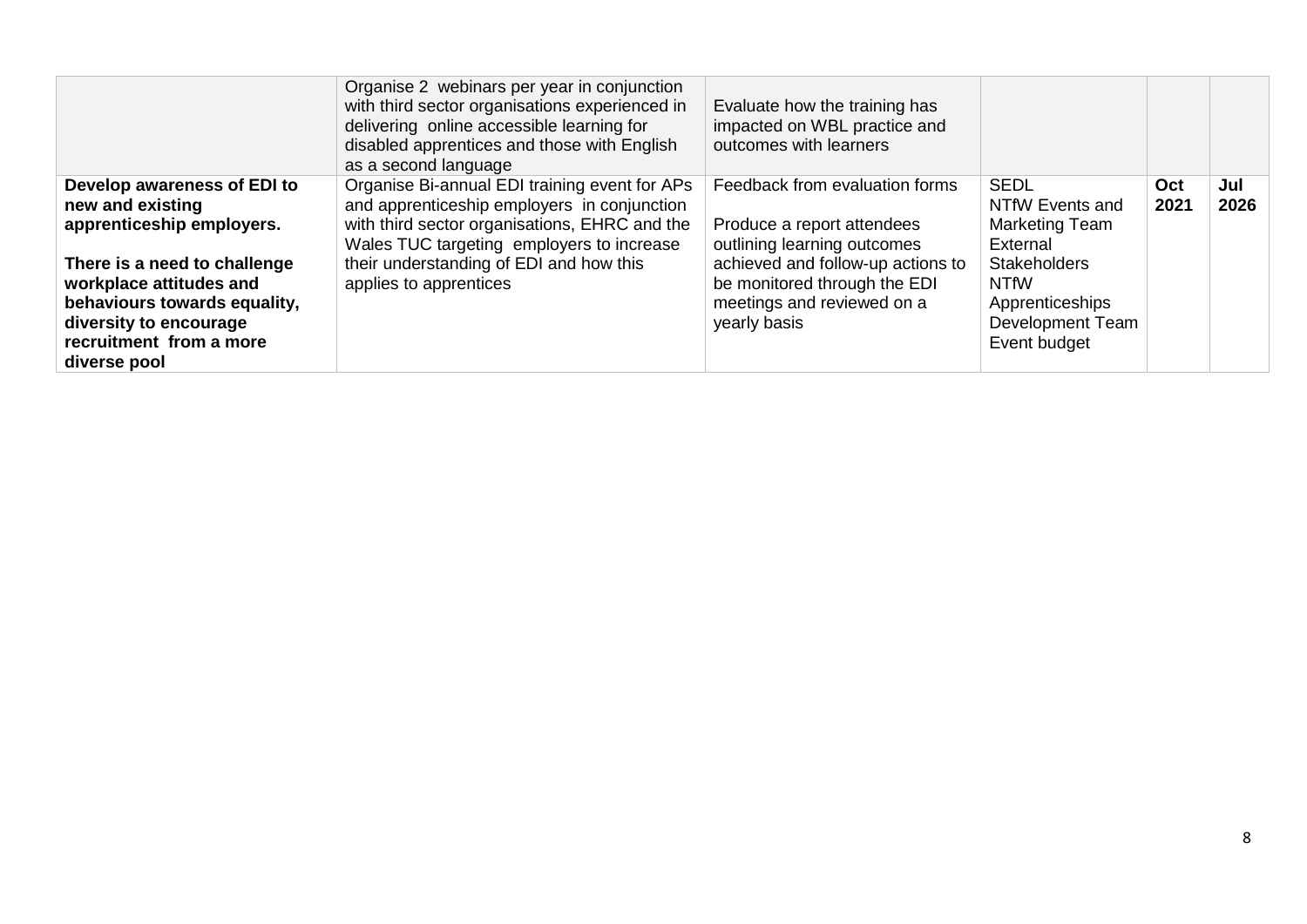| | | | | | |
|---|---|---|---|---|---|
| | Organise 2 webinars per year in conjunction with third sector organisations experienced in delivering online accessible learning for disabled apprentices and those with English as a second language | Evaluate how the training has impacted on WBL practice and outcomes with learners | | | |
| **Develop awareness of EDI to new and existing apprenticeship employers.**<br><br>**There is a need to challenge workplace attitudes and behaviours towards equality, diversity to encourage recruitment from a more diverse pool** | Organise Bi-annual EDI training event for APs and apprenticeship employers in conjunction with third sector organisations, EHRC and the Wales TUC targeting employers to increase their understanding of EDI and how this applies to apprentices | Feedback from evaluation forms<br><br>Produce a report attendees outlining learning outcomes achieved and follow-up actions to be monitored through the EDI meetings and reviewed on a yearly basis | SEDL<br>NTfW Events and Marketing Team<br>External Stakeholders<br>NTfW Apprenticeships Development Team<br>Event budget | **Oct 2021** | **Jul 2026** |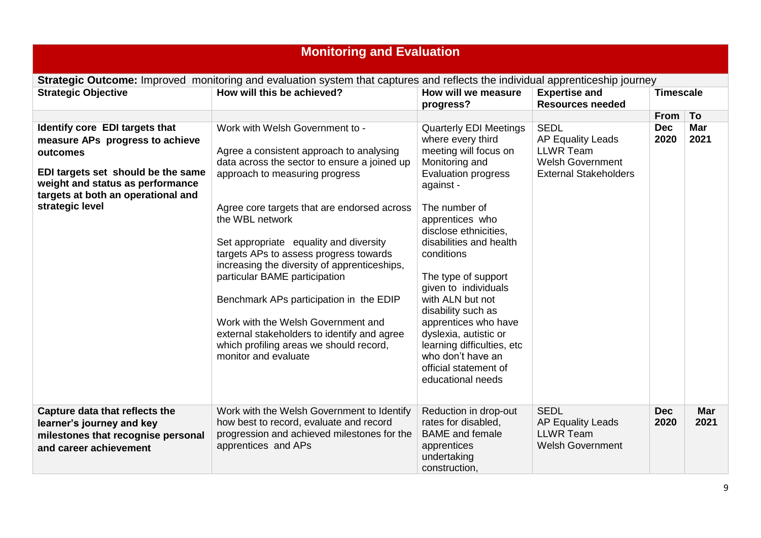## Monitoring and Evaluation

**Strategic Outcome:** Improved monitoring and evaluation system that captures and reflects the individual apprenticeship journey

| Strategic Objective | How will this be achieved? | How will we measure progress? | Expertise and Resources needed | Timescale | |
|---|---|---|---|---|---|
| | | | | **From** | **To** |
| **Identify core EDI targets that measure APs progress to achieve outcomes**<br><br>**EDI targets set should be the same weight and status as performance targets at both an operational and strategic level** | Work with Welsh Government to -<br><br>Agree a consistent approach to analysing data across the sector to ensure a joined up approach to measuring progress<br><br>Agree core targets that are endorsed across the WBL network<br><br>Set appropriate equality and diversity targets APs to assess progress towards increasing the diversity of apprenticeships, particular BAME participation<br><br>Benchmark APs participation in the EDIP<br><br>Work with the Welsh Government and external stakeholders to identify and agree which profiling areas we should record, monitor and evaluate | Quarterly EDI Meetings where every third meeting will focus on Monitoring and Evaluation progress against -<br><br>The number of apprentices who disclose ethnicities, disabilities and health conditions<br><br>The type of support given to individuals with ALN but not disability such as apprentices who have dyslexia, autistic or learning difficulties, etc who don't have an official statement of educational needs | SEDL<br>AP Equality Leads<br>LLWR Team<br>Welsh Government<br>External Stakeholders | **Dec 2020** | **Mar 2021** |
| **Capture data that reflects the learner's journey and key milestones that recognise personal and career achievement** | Work with the Welsh Government to Identify how best to record, evaluate and record progression and achieved milestones for the apprentices and APs | Reduction in drop-out rates for disabled, BAME and female apprentices undertaking construction, | SEDL<br>AP Equality Leads<br>LLWR Team<br>Welsh Government | **Dec 2020** | **Mar 2021** |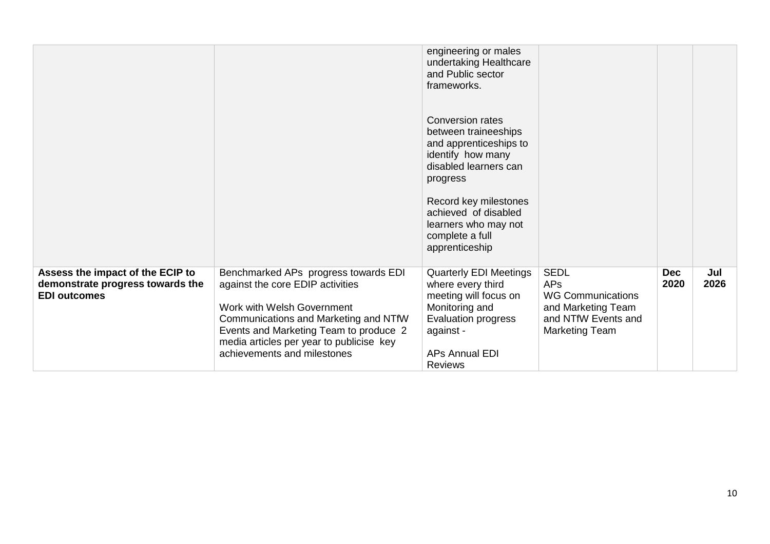| | | | | | |
|---|---|---|---|---|---|
| | | engineering or males undertaking Healthcare and Public sector frameworks.<br><br>Conversion rates between traineeships and apprenticeships to identify how many disabled learners can progress<br><br>Record key milestones achieved of disabled learners who may not complete a full apprenticeship | | | |
| **Assess the impact of the ECIP to demonstrate progress towards the EDI outcomes** | Benchmarked APs progress towards EDI against the core EDIP activities<br><br>Work with Welsh Government Communications and Marketing and NTfW Events and Marketing Team to produce 2 media articles per year to publicise key achievements and milestones | Quarterly EDI Meetings where every third meeting will focus on Monitoring and Evaluation progress against -<br><br>APs Annual EDI Reviews | SEDL<br>APs<br>WG Communications and Marketing Team and NTfW Events and Marketing Team | **Dec 2020** | **Jul 2026** |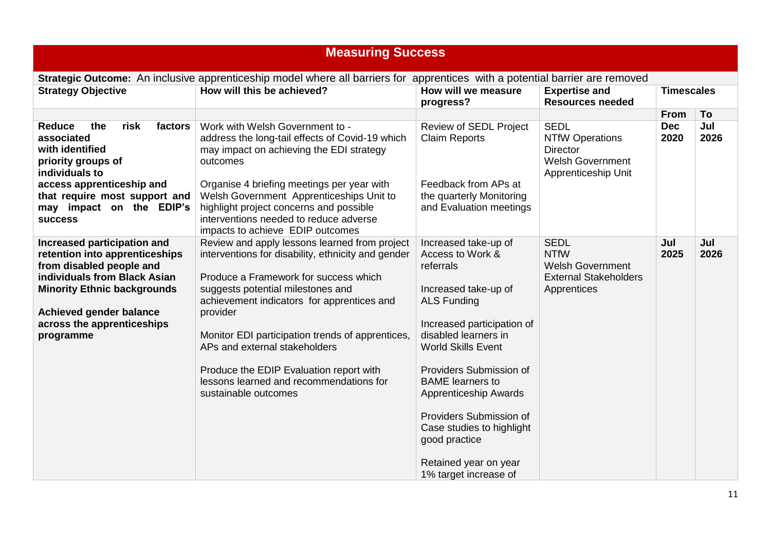## Measuring Success

| **Strategic Outcome:** An inclusive apprenticeship model where all barriers for apprentices with a potential barrier are removed | | | | | |
|---|---|---|---|---|---|
| **Strategy Objective** | **How will this be achieved?** | **How will we measure progress?** | **Expertise and Resources needed** | **Timescales** | |
| | | | | **From** | **To** |
| **Reduce the risk factors associated with identified priority groups of individuals to access apprenticeship and that require most support and may impact on the EDIP's success** | Work with Welsh Government to - address the long-tail effects of Covid-19 which may impact on achieving the EDI strategy outcomes<br><br>Organise 4 briefing meetings per year with Welsh Government Apprenticeships Unit to highlight project concerns and possible interventions needed to reduce adverse impacts to achieve EDIP outcomes | Review of SEDL Project Claim Reports<br><br>Feedback from APs at the quarterly Monitoring and Evaluation meetings | SEDL<br>NTfW Operations Director<br>Welsh Government Apprenticeship Unit | **Dec 2020** | **Jul 2026** |
| **Increased participation and retention into apprenticeships from disabled people and individuals from Black Asian Minority Ethnic backgrounds**<br><br>**Achieved gender balance across the apprenticeships programme** | Review and apply lessons learned from project interventions for disability, ethnicity and gender<br><br>Produce a Framework for success which suggests potential milestones and achievement indicators for apprentices and provider<br><br>Monitor EDI participation trends of apprentices, APs and external stakeholders<br><br>Produce the EDIP Evaluation report with lessons learned and recommendations for sustainable outcomes | Increased take-up of Access to Work & referrals<br><br>Increased take-up of ALS Funding<br><br>Increased participation of disabled learners in World Skills Event<br><br>Providers Submission of BAME learners to Apprenticeship Awards<br><br>Providers Submission of Case studies to highlight good practice<br><br>Retained year on year 1% target increase of | SEDL<br>NTfW<br>Welsh Government<br>External Stakeholders<br>Apprentices | **Jul 2025** | **Jul 2026** |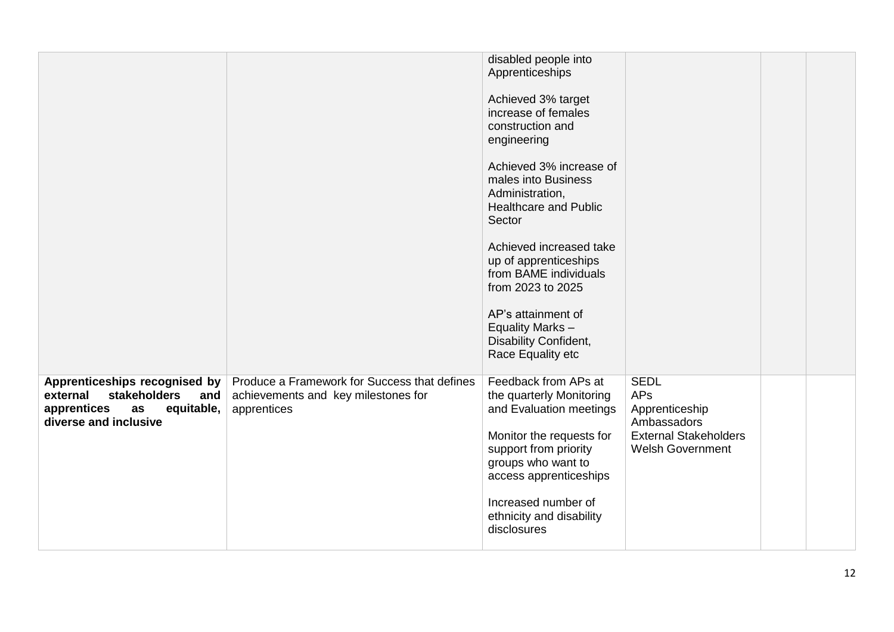| | | | | | |
|---|---|---|---|---|---|
| | | disabled people into Apprenticeships<br><br>Achieved 3% target increase of females construction and engineering<br><br>Achieved 3% increase of males into Business Administration, Healthcare and Public Sector<br><br>Achieved increased take up of apprenticeships from BAME individuals from 2023 to 2025<br><br>AP's attainment of Equality Marks – Disability Confident, Race Equality etc | | | |
| **Apprenticeships recognised by external stakeholders and apprentices as equitable, diverse and inclusive** | Produce a Framework for Success that defines achievements and key milestones for apprentices | Feedback from APs at the quarterly Monitoring and Evaluation meetings<br><br>Monitor the requests for support from priority groups who want to access apprenticeships<br><br>Increased number of ethnicity and disability disclosures | SEDL<br>APs<br>Apprenticeship Ambassadors<br>External Stakeholders<br>Welsh Government | | |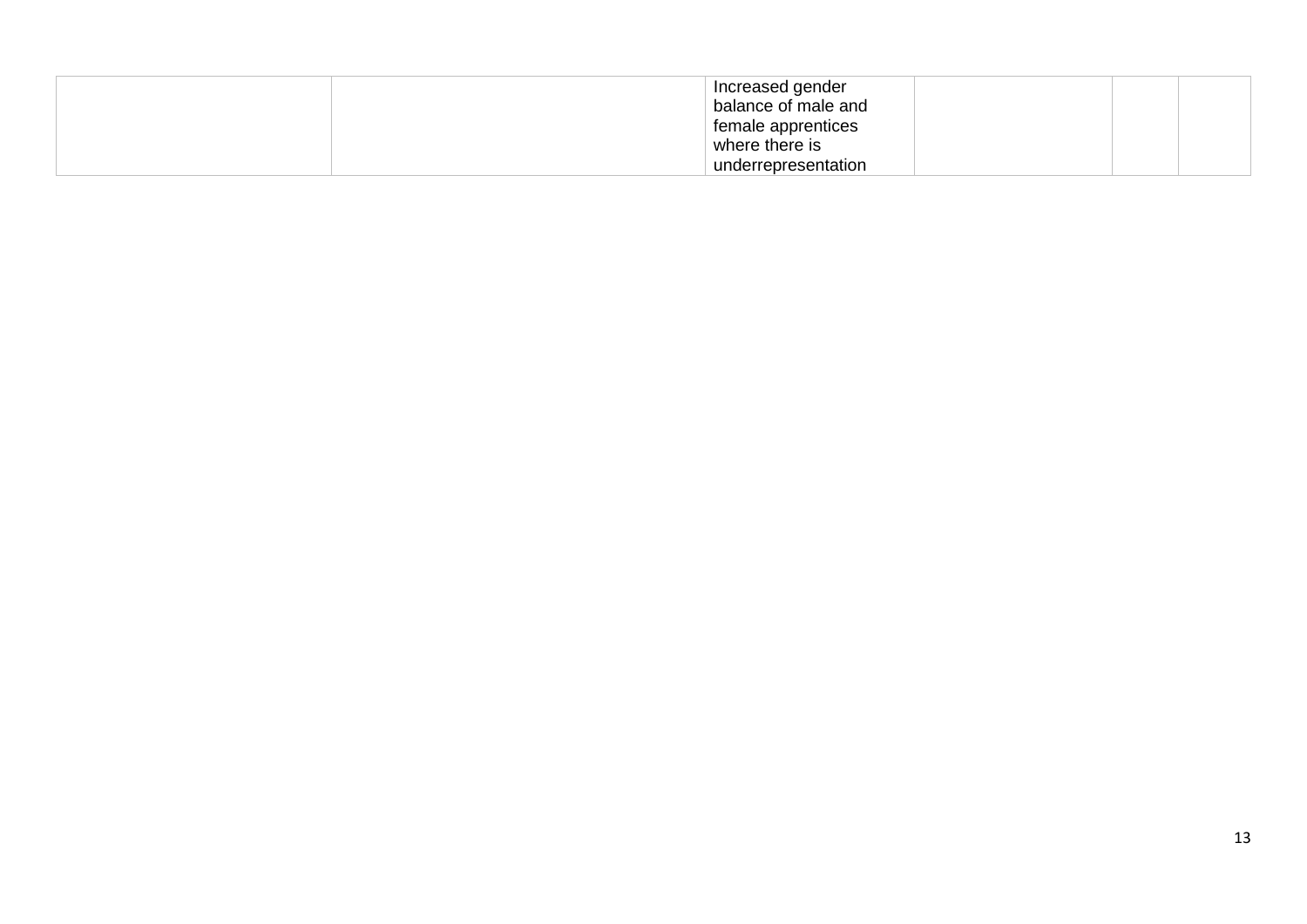| | | | | | |
|---|---|---|---|---|---|
| | | Increased gender balance of male and female apprentices where there is underrepresentation | | | |